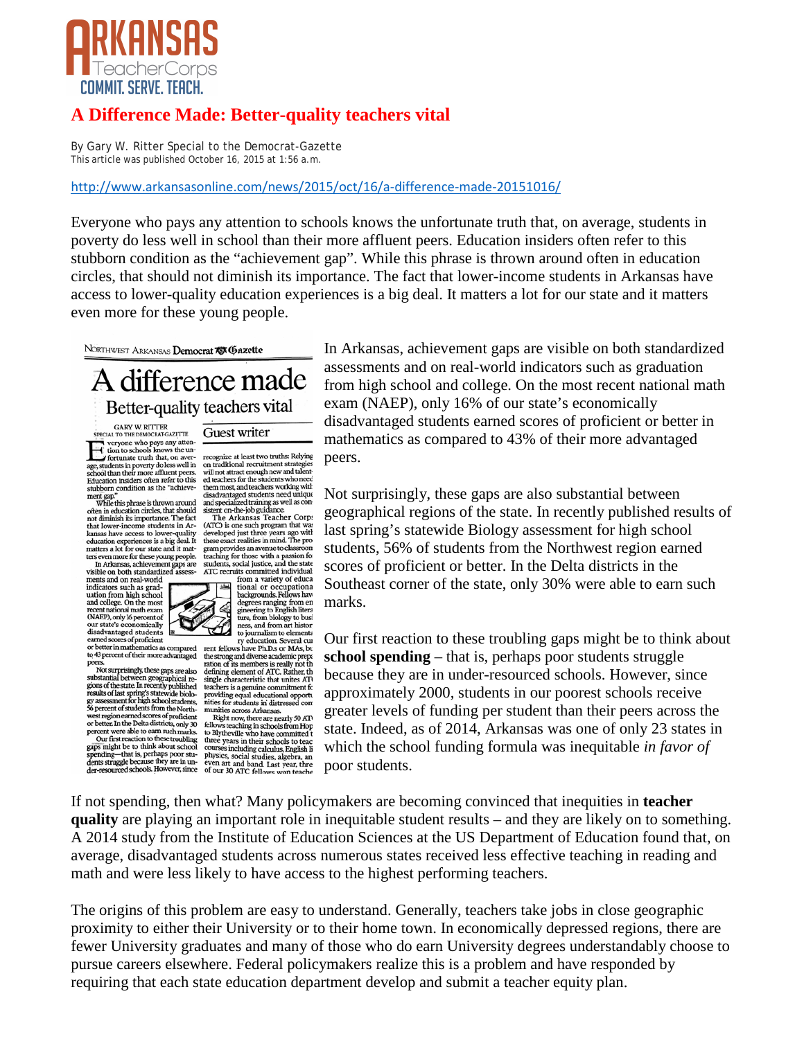# A Difference Made: Better-quality teachers vital

By Gary W. Ritter Special to the Democrat-Gazette
This article was published October 16, 2015 at 1:56 a.m.

http://www.arkansasonline.com/news/2015/oct/16/a-difference-made-20151016/

Everyone who pays any attention to schools knows the unfortunate truth that, on average, students in poverty do less well in school than their more affluent peers. Education insiders often refer to this stubborn condition as the "achievement gap". While this phrase is thrown around often in education circles, that should not diminish its importance. The fact that lower-income students in Arkansas have access to lower-quality education experiences is a big deal. It matters a lot for our state and it matters even more for these young people.

In Arkansas, achievement gaps are visible on both standardized assessments and on real-world indicators such as graduation from high school and college. On the most recent national math exam (NAEP), only 16% of our state's economically disadvantaged students earned scores of proficient or better in mathematics as compared to 43% of their more advantaged peers.

Not surprisingly, these gaps are also substantial between geographical regions of the state. In recently published results of last spring's statewide Biology assessment for high school students, 56% of students from the Northwest region earned scores of proficient or better. In the Delta districts in the Southeast corner of the state, only 30% were able to earn such marks.

Our first reaction to these troubling gaps might be to think about **school spending** – that is, perhaps poor students struggle because they are in under-resourced schools. However, since approximately 2000, students in our poorest schools receive greater levels of funding per student than their peers across the state. Indeed, as of 2014, Arkansas was one of only 23 states in which the school funding formula was inequitable *in favor of* poor students.

If not spending, then what? Many policymakers are becoming convinced that inequities in **teacher quality** are playing an important role in inequitable student results – and they are likely on to something. A 2014 study from the Institute of Education Sciences at the US Department of Education found that, on average, disadvantaged students across numerous states received less effective teaching in reading and math and were less likely to have access to the highest performing teachers.

The origins of this problem are easy to understand. Generally, teachers take jobs in close geographic proximity to either their University or to their home town. In economically depressed regions, there are fewer University graduates and many of those who do earn University degrees understandably choose to pursue careers elsewhere. Federal policymakers realize this is a problem and have responded by requiring that each state education department develop and submit a teacher equity plan.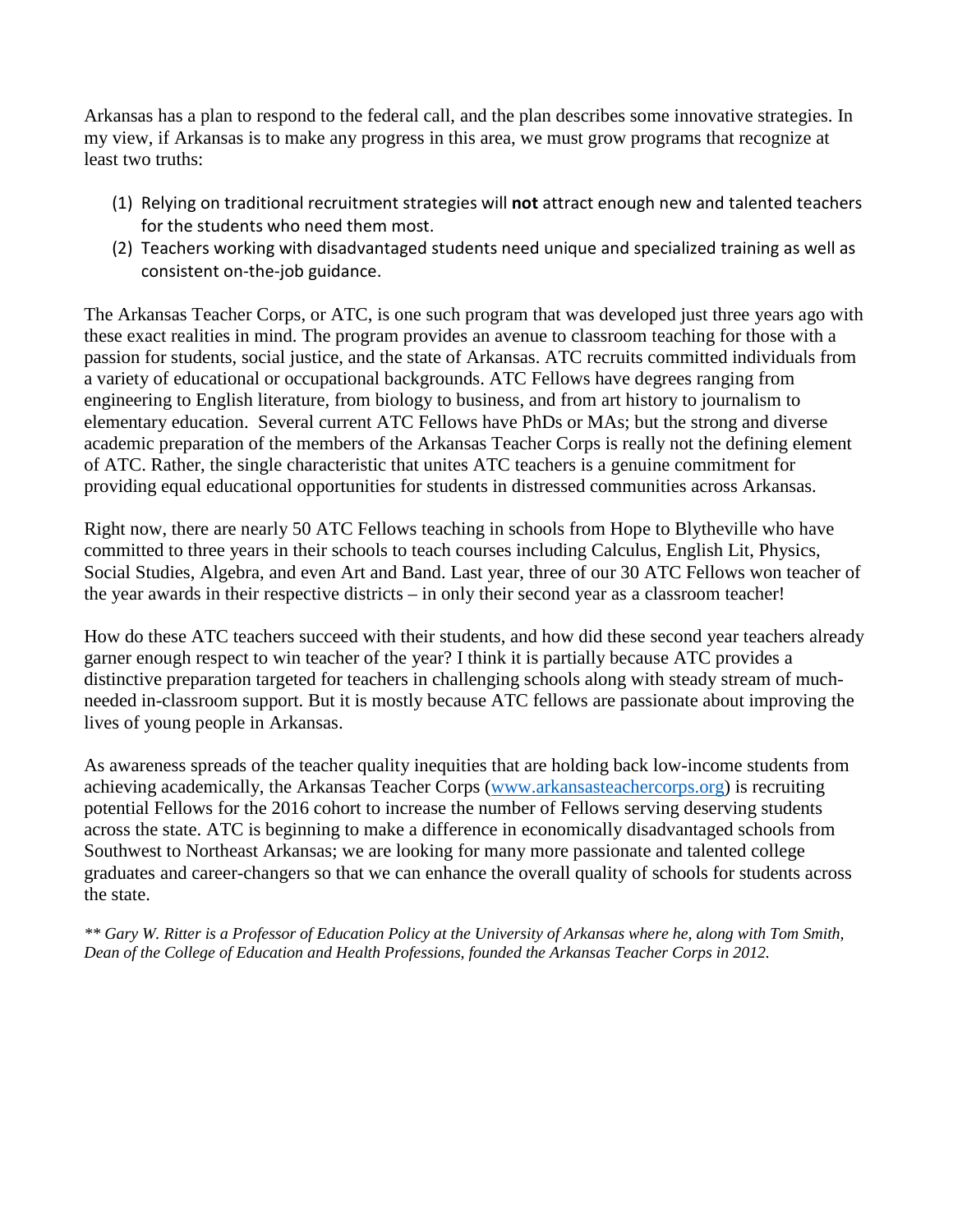Arkansas has a plan to respond to the federal call, and the plan describes some innovative strategies. In my view, if Arkansas is to make any progress in this area, we must grow programs that recognize at least two truths:

1. Relying on traditional recruitment strategies will **not** attract enough new and talented teachers for the students who need them most.
2. Teachers working with disadvantaged students need unique and specialized training as well as consistent on-the-job guidance.

The Arkansas Teacher Corps, or ATC, is one such program that was developed just three years ago with these exact realities in mind. The program provides an avenue to classroom teaching for those with a passion for students, social justice, and the state of Arkansas. ATC recruits committed individuals from a variety of educational or occupational backgrounds. ATC Fellows have degrees ranging from engineering to English literature, from biology to business, and from art history to journalism to elementary education. Several current ATC Fellows have PhDs or MAs; but the strong and diverse academic preparation of the members of the Arkansas Teacher Corps is really not the defining element of ATC. Rather, the single characteristic that unites ATC teachers is a genuine commitment for providing equal educational opportunities for students in distressed communities across Arkansas.

Right now, there are nearly 50 ATC Fellows teaching in schools from Hope to Blytheville who have committed to three years in their schools to teach courses including Calculus, English Lit, Physics, Social Studies, Algebra, and even Art and Band. Last year, three of our 30 ATC Fellows won teacher of the year awards in their respective districts – in only their second year as a classroom teacher!

How do these ATC teachers succeed with their students, and how did these second year teachers already garner enough respect to win teacher of the year? I think it is partially because ATC provides a distinctive preparation targeted for teachers in challenging schools along with steady stream of much-needed in-classroom support. But it is mostly because ATC fellows are passionate about improving the lives of young people in Arkansas.

As awareness spreads of the teacher quality inequities that are holding back low-income students from achieving academically, the Arkansas Teacher Corps ([www.arkansasteachercorps.org](http://www.arkansasteachercorps.org)) is recruiting potential Fellows for the 2016 cohort to increase the number of Fellows serving deserving students across the state. ATC is beginning to make a difference in economically disadvantaged schools from Southwest to Northeast Arkansas; we are looking for many more passionate and talented college graduates and career-changers so that we can enhance the overall quality of schools for students across the state.

*** Gary W. Ritter is a Professor of Education Policy at the University of Arkansas where he, along with Tom Smith, Dean of the College of Education and Health Professions, founded the Arkansas Teacher Corps in 2012.*